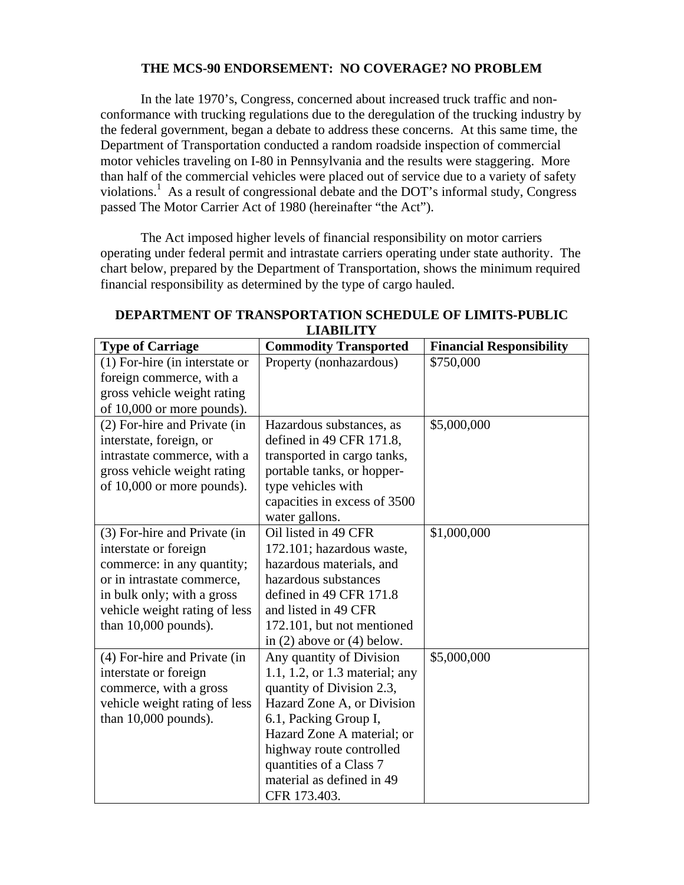# THE MCS-90 ENDORSEMENT: NO COVERAGE? NO PROBLEM

In the late 1970's, Congress, concerned about increased truck traffic and non-conformance with trucking regulations due to the deregulation of the trucking industry by the federal government, began a debate to address these concerns. At this same time, the Department of Transportation conducted a random roadside inspection of commercial motor vehicles traveling on I-80 in Pennsylvania and the results were staggering. More than half of the commercial vehicles were placed out of service due to a variety of safety violations.[1] As a result of congressional debate and the DOT's informal study, Congress passed The Motor Carrier Act of 1980 (hereinafter "the Act").

The Act imposed higher levels of financial responsibility on motor carriers operating under federal permit and intrastate carriers operating under state authority. The chart below, prepared by the Department of Transportation, shows the minimum required financial responsibility as determined by the type of cargo hauled.

**DEPARTMENT OF TRANSPORTATION SCHEDULE OF LIMITS-PUBLIC LIABILITY**

| Type of Carriage | Commodity Transported | Financial Responsibility |
|---|---|---|
| (1) For-hire (in interstate or foreign commerce, with a gross vehicle weight rating of 10,000 or more pounds). | Property (nonhazardous) | $750,000 |
| (2) For-hire and Private (in interstate, foreign, or intrastate commerce, with a gross vehicle weight rating of 10,000 or more pounds). | Hazardous substances, as defined in 49 CFR 171.8, transported in cargo tanks, portable tanks, or hopper-type vehicles with capacities in excess of 3500 water gallons. | $5,000,000 |
| (3) For-hire and Private (in interstate or foreign commerce: in any quantity; or in intrastate commerce, in bulk only; with a gross vehicle weight rating of less than 10,000 pounds). | Oil listed in 49 CFR 172.101; hazardous waste, hazardous materials, and hazardous substances defined in 49 CFR 171.8 and listed in 49 CFR 172.101, but not mentioned in (2) above or (4) below. | $1,000,000 |
| (4) For-hire and Private (in interstate or foreign commerce, with a gross vehicle weight rating of less than 10,000 pounds). | Any quantity of Division 1.1, 1.2, or 1.3 material; any quantity of Division 2.3, Hazard Zone A, or Division 6.1, Packing Group I, Hazard Zone A material; or highway route controlled quantities of a Class 7 material as defined in 49 CFR 173.403. | $5,000,000 |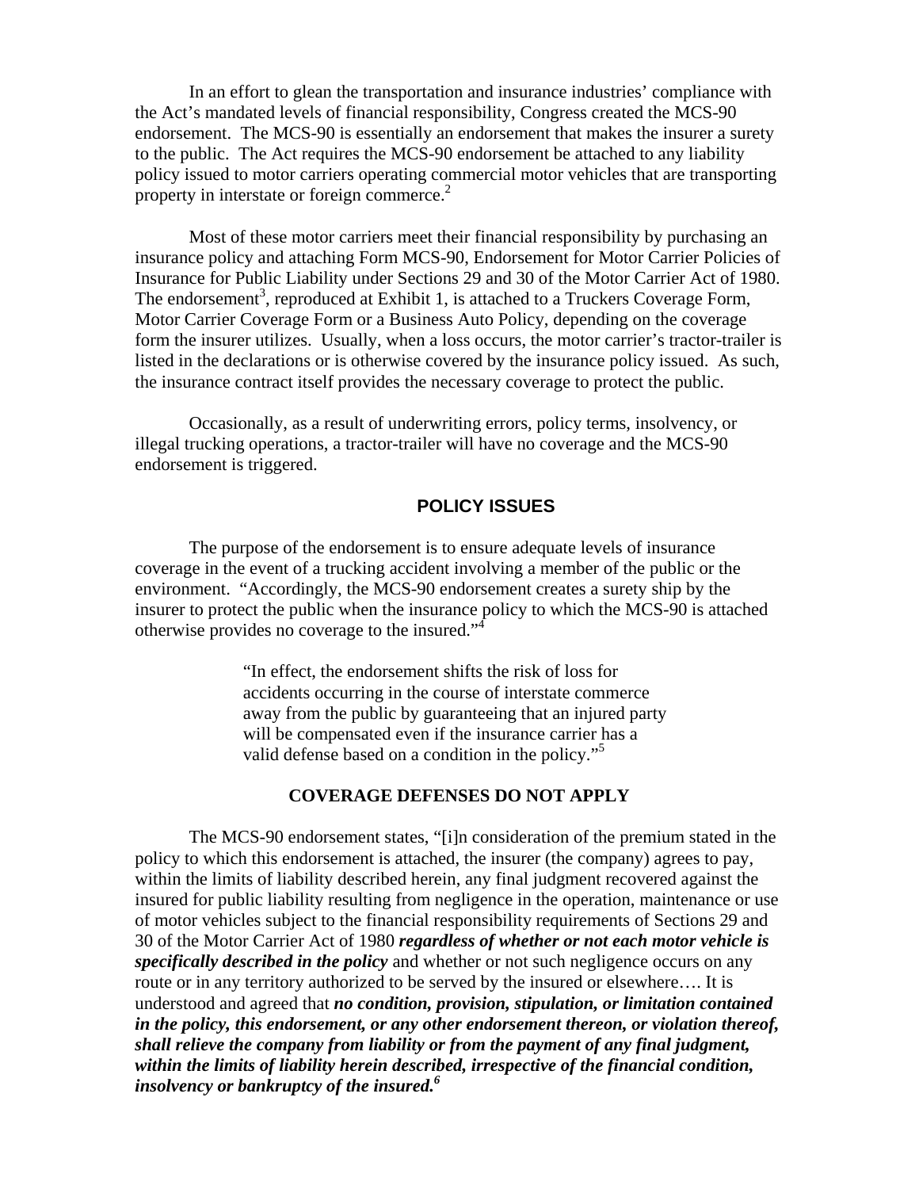In an effort to glean the transportation and insurance industries' compliance with the Act's mandated levels of financial responsibility, Congress created the MCS-90 endorsement. The MCS-90 is essentially an endorsement that makes the insurer a surety to the public. The Act requires the MCS-90 endorsement be attached to any liability policy issued to motor carriers operating commercial motor vehicles that are transporting property in interstate or foreign commerce.[2]

Most of these motor carriers meet their financial responsibility by purchasing an insurance policy and attaching Form MCS-90, Endorsement for Motor Carrier Policies of Insurance for Public Liability under Sections 29 and 30 of the Motor Carrier Act of 1980. The endorsement[3], reproduced at Exhibit 1, is attached to a Truckers Coverage Form, Motor Carrier Coverage Form or a Business Auto Policy, depending on the coverage form the insurer utilizes. Usually, when a loss occurs, the motor carrier's tractor-trailer is listed in the declarations or is otherwise covered by the insurance policy issued. As such, the insurance contract itself provides the necessary coverage to protect the public.

Occasionally, as a result of underwriting errors, policy terms, insolvency, or illegal trucking operations, a tractor-trailer will have no coverage and the MCS-90 endorsement is triggered.

## POLICY ISSUES

The purpose of the endorsement is to ensure adequate levels of insurance coverage in the event of a trucking accident involving a member of the public or the environment. "Accordingly, the MCS-90 endorsement creates a surety ship by the insurer to protect the public when the insurance policy to which the MCS-90 is attached otherwise provides no coverage to the insured."[4]

> "In effect, the endorsement shifts the risk of loss for accidents occurring in the course of interstate commerce away from the public by guaranteeing that an injured party will be compensated even if the insurance carrier has a valid defense based on a condition in the policy."[5]

## COVERAGE DEFENSES DO NOT APPLY

The MCS-90 endorsement states, "[i]n consideration of the premium stated in the policy to which this endorsement is attached, the insurer (the company) agrees to pay, within the limits of liability described herein, any final judgment recovered against the insured for public liability resulting from negligence in the operation, maintenance or use of motor vehicles subject to the financial responsibility requirements of Sections 29 and 30 of the Motor Carrier Act of 1980 ***regardless of whether or not each motor vehicle is specifically described in the policy*** and whether or not such negligence occurs on any route or in any territory authorized to be served by the insured or elsewhere…. It is understood and agreed that ***no condition, provision, stipulation, or limitation contained in the policy, this endorsement, or any other endorsement thereon, or violation thereof, shall relieve the company from liability or from the payment of any final judgment, within the limits of liability herein described, irrespective of the financial condition, insolvency or bankruptcy of the insured.***[6]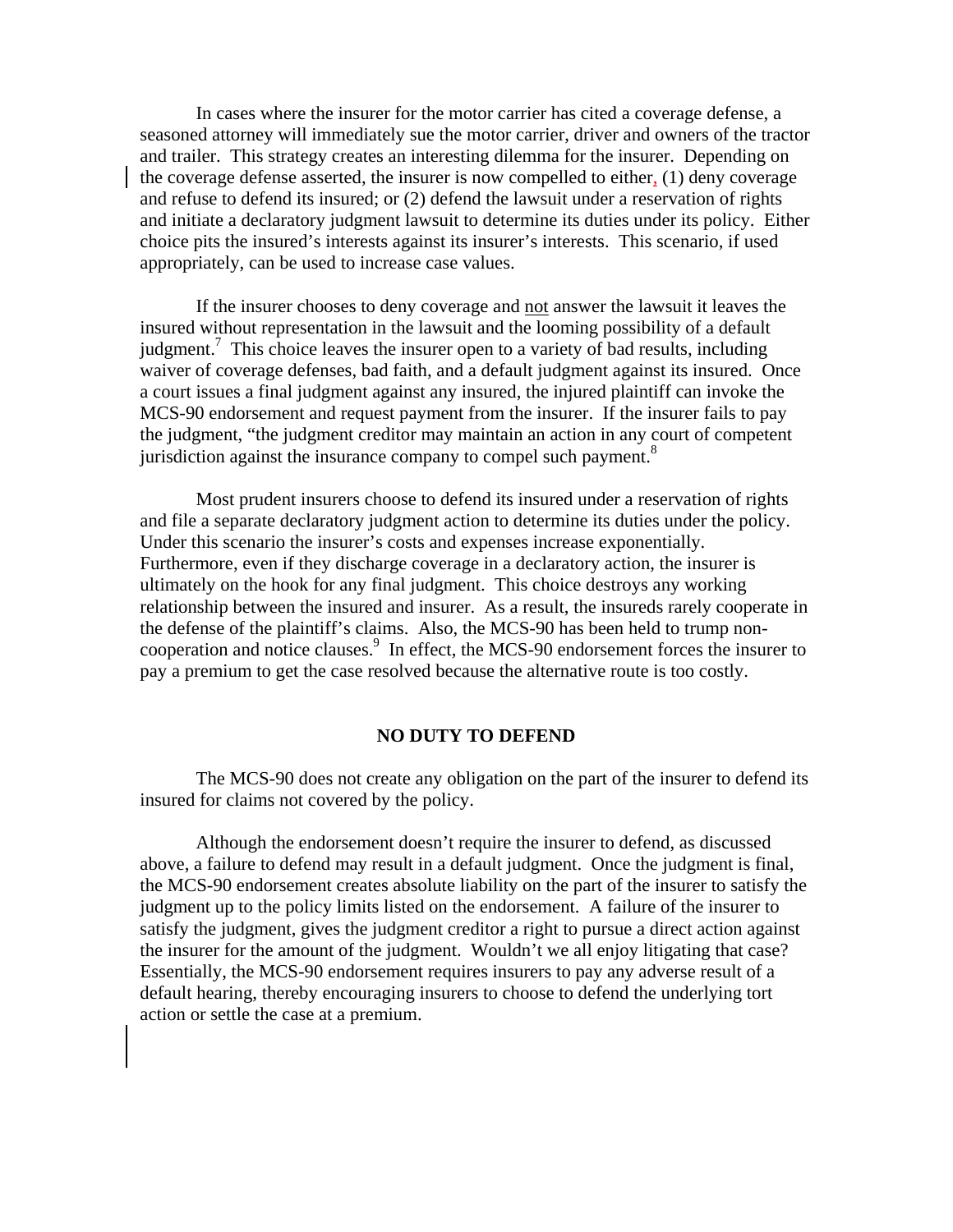In cases where the insurer for the motor carrier has cited a coverage defense, a seasoned attorney will immediately sue the motor carrier, driver and owners of the tractor and trailer. This strategy creates an interesting dilemma for the insurer. Depending on the coverage defense asserted, the insurer is now compelled to either, (1) deny coverage and refuse to defend its insured; or (2) defend the lawsuit under a reservation of rights and initiate a declaratory judgment lawsuit to determine its duties under its policy. Either choice pits the insured's interests against its insurer's interests. This scenario, if used appropriately, can be used to increase case values.

If the insurer chooses to deny coverage and <u>not</u> answer the lawsuit it leaves the insured without representation in the lawsuit and the looming possibility of a default judgment.[7] This choice leaves the insurer open to a variety of bad results, including waiver of coverage defenses, bad faith, and a default judgment against its insured. Once a court issues a final judgment against any insured, the injured plaintiff can invoke the MCS-90 endorsement and request payment from the insurer. If the insurer fails to pay the judgment, "the judgment creditor may maintain an action in any court of competent jurisdiction against the insurance company to compel such payment.[8]

Most prudent insurers choose to defend its insured under a reservation of rights and file a separate declaratory judgment action to determine its duties under the policy. Under this scenario the insurer's costs and expenses increase exponentially. Furthermore, even if they discharge coverage in a declaratory action, the insurer is ultimately on the hook for any final judgment. This choice destroys any working relationship between the insured and insurer. As a result, the insureds rarely cooperate in the defense of the plaintiff's claims. Also, the MCS-90 has been held to trump non-cooperation and notice clauses.[9] In effect, the MCS-90 endorsement forces the insurer to pay a premium to get the case resolved because the alternative route is too costly.

## NO DUTY TO DEFEND

The MCS-90 does not create any obligation on the part of the insurer to defend its insured for claims not covered by the policy.

Although the endorsement doesn't require the insurer to defend, as discussed above, a failure to defend may result in a default judgment. Once the judgment is final, the MCS-90 endorsement creates absolute liability on the part of the insurer to satisfy the judgment up to the policy limits listed on the endorsement. A failure of the insurer to satisfy the judgment, gives the judgment creditor a right to pursue a direct action against the insurer for the amount of the judgment. Wouldn't we all enjoy litigating that case? Essentially, the MCS-90 endorsement requires insurers to pay any adverse result of a default hearing, thereby encouraging insurers to choose to defend the underlying tort action or settle the case at a premium.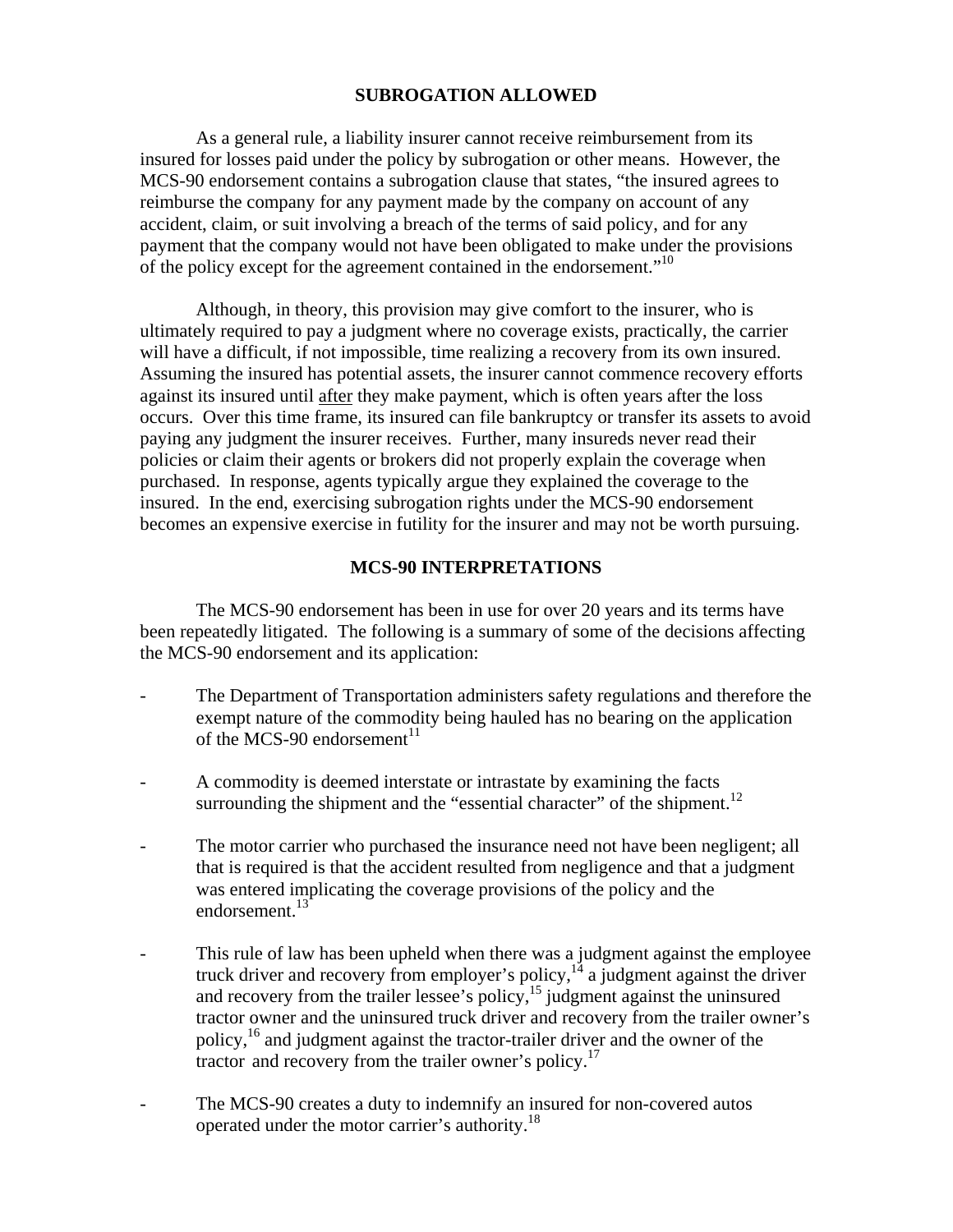## SUBROGATION ALLOWED

As a general rule, a liability insurer cannot receive reimbursement from its insured for losses paid under the policy by subrogation or other means. However, the MCS-90 endorsement contains a subrogation clause that states, "the insured agrees to reimburse the company for any payment made by the company on account of any accident, claim, or suit involving a breach of the terms of said policy, and for any payment that the company would not have been obligated to make under the provisions of the policy except for the agreement contained in the endorsement."[10]

Although, in theory, this provision may give comfort to the insurer, who is ultimately required to pay a judgment where no coverage exists, practically, the carrier will have a difficult, if not impossible, time realizing a recovery from its own insured. Assuming the insured has potential assets, the insurer cannot commence recovery efforts against its insured until <u>after</u> they make payment, which is often years after the loss occurs. Over this time frame, its insured can file bankruptcy or transfer its assets to avoid paying any judgment the insurer receives. Further, many insureds never read their policies or claim their agents or brokers did not properly explain the coverage when purchased. In response, agents typically argue they explained the coverage to the insured. In the end, exercising subrogation rights under the MCS-90 endorsement becomes an expensive exercise in futility for the insurer and may not be worth pursuing.

## MCS-90 INTERPRETATIONS

The MCS-90 endorsement has been in use for over 20 years and its terms have been repeatedly litigated. The following is a summary of some of the decisions affecting the MCS-90 endorsement and its application:

- The Department of Transportation administers safety regulations and therefore the exempt nature of the commodity being hauled has no bearing on the application of the MCS-90 endorsement[11]

- A commodity is deemed interstate or intrastate by examining the facts surrounding the shipment and the "essential character" of the shipment.[12]

- The motor carrier who purchased the insurance need not have been negligent; all that is required is that the accident resulted from negligence and that a judgment was entered implicating the coverage provisions of the policy and the endorsement.[13]

- This rule of law has been upheld when there was a judgment against the employee truck driver and recovery from employer's policy,[14] a judgment against the driver and recovery from the trailer lessee's policy,[15] judgment against the uninsured tractor owner and the uninsured truck driver and recovery from the trailer owner's policy,[16] and judgment against the tractor-trailer driver and the owner of the tractor and recovery from the trailer owner's policy.[17]

- The MCS-90 creates a duty to indemnify an insured for non-covered autos operated under the motor carrier's authority.[18]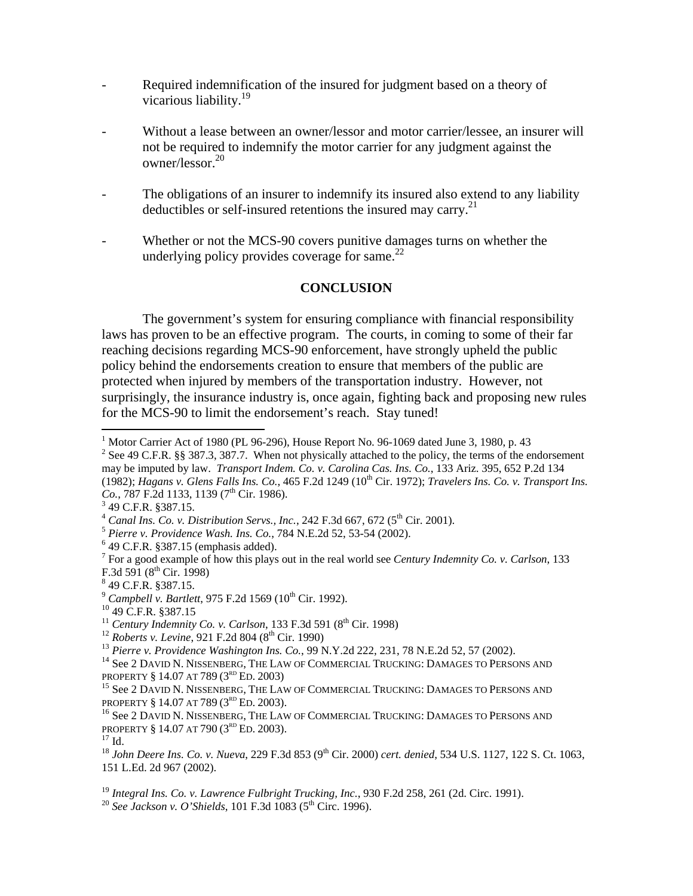- Required indemnification of the insured for judgment based on a theory of vicarious liability.[19]

- Without a lease between an owner/lessor and motor carrier/lessee, an insurer will not be required to indemnify the motor carrier for any judgment against the owner/lessor.[20]

- The obligations of an insurer to indemnify its insured also extend to any liability deductibles or self-insured retentions the insured may carry.[21]

- Whether or not the MCS-90 covers punitive damages turns on whether the underlying policy provides coverage for same.[22]

## CONCLUSION

The government's system for ensuring compliance with financial responsibility laws has proven to be an effective program. The courts, in coming to some of their far reaching decisions regarding MCS-90 enforcement, have strongly upheld the public policy behind the endorsements creation to ensure that members of the public are protected when injured by members of the transportation industry. However, not surprisingly, the insurance industry is, once again, fighting back and proposing new rules for the MCS-90 to limit the endorsement's reach. Stay tuned!

---

[1] Motor Carrier Act of 1980 (PL 96-296), House Report No. 96-1069 dated June 3, 1980, p. 43

[2] See 49 C.F.R. §§ 387.3, 387.7. When not physically attached to the policy, the terms of the endorsement may be imputed by law. *Transport Indem. Co. v. Carolina Cas. Ins. Co.*, 133 Ariz. 395, 652 P.2d 134 (1982); *Hagans v. Glens Falls Ins. Co.*, 465 F.2d 1249 (10th Cir. 1972); *Travelers Ins. Co. v. Transport Ins. Co.*, 787 F.2d 1133, 1139 (7th Cir. 1986).

[3] 49 C.F.R. §387.15.

[4] *Canal Ins. Co. v. Distribution Servs., Inc.*, 242 F.3d 667, 672 (5th Cir. 2001).

[5] *Pierre v. Providence Wash. Ins. Co.*, 784 N.E.2d 52, 53-54 (2002).

[6] 49 C.F.R. §387.15 (emphasis added).

[7] For a good example of how this plays out in the real world see *Century Indemnity Co. v. Carlson*, 133 F.3d 591 (8th Cir. 1998)

[8] 49 C.F.R. §387.15.

[9] *Campbell v. Bartlett*, 975 F.2d 1569 (10th Cir. 1992).

[10] 49 C.F.R. §387.15

[11] *Century Indemnity Co. v. Carlson*, 133 F.3d 591 (8th Cir. 1998)

[12] *Roberts v. Levine*, 921 F.2d 804 (8th Cir. 1990)

[13] *Pierre v. Providence Washington Ins. Co.*, 99 N.Y.2d 222, 231, 78 N.E.2d 52, 57 (2002).

[14] See 2 David N. Nissenberg, The Law of Commercial Trucking: Damages to Persons and Property § 14.07 at 789 (3rd Ed. 2003)

[15] See 2 David N. Nissenberg, The Law of Commercial Trucking: Damages to Persons and Property § 14.07 at 789 (3rd Ed. 2003).

[16] See 2 David N. Nissenberg, The Law of Commercial Trucking: Damages to Persons and Property § 14.07 at 790 (3rd Ed. 2003).

[17] Id.

[18] *John Deere Ins. Co. v. Nueva*, 229 F.3d 853 (9th Cir. 2000) *cert. denied*, 534 U.S. 1127, 122 S. Ct. 1063, 151 L.Ed. 2d 967 (2002).

[19] *Integral Ins. Co. v. Lawrence Fulbright Trucking, Inc.*, 930 F.2d 258, 261 (2d. Circ. 1991).

[20] *See Jackson v. O'Shields*, 101 F.3d 1083 (5th Circ. 1996).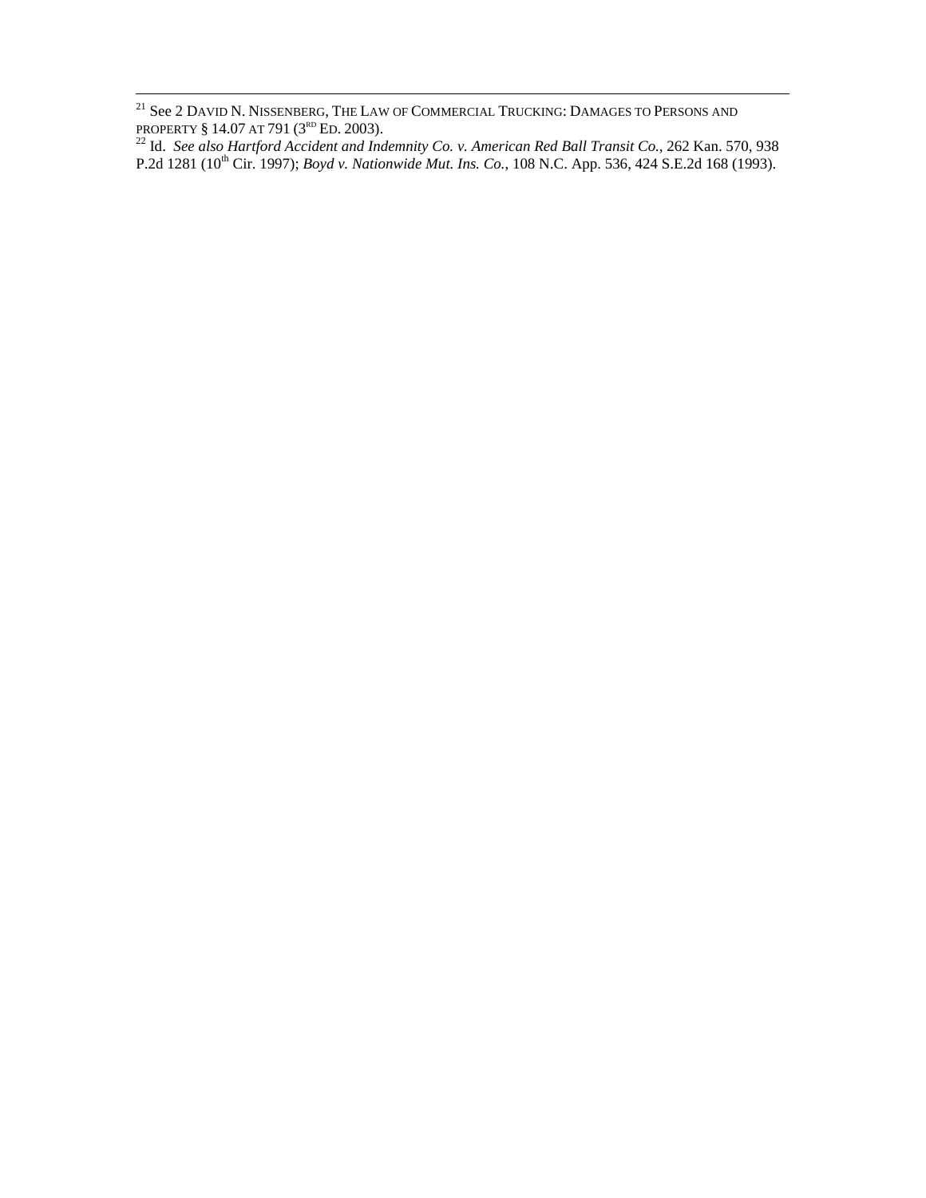---

[21] See 2 DAVID N. NISSENBERG, THE LAW OF COMMERCIAL TRUCKING: DAMAGES TO PERSONS AND PROPERTY § 14.07 AT 791 (3RD ED. 2003).

[22] Id. *See also Hartford Accident and Indemnity Co. v. American Red Ball Transit Co.*, 262 Kan. 570, 938 P.2d 1281 (10th Cir. 1997); *Boyd v. Nationwide Mut. Ins. Co.*, 108 N.C. App. 536, 424 S.E.2d 168 (1993).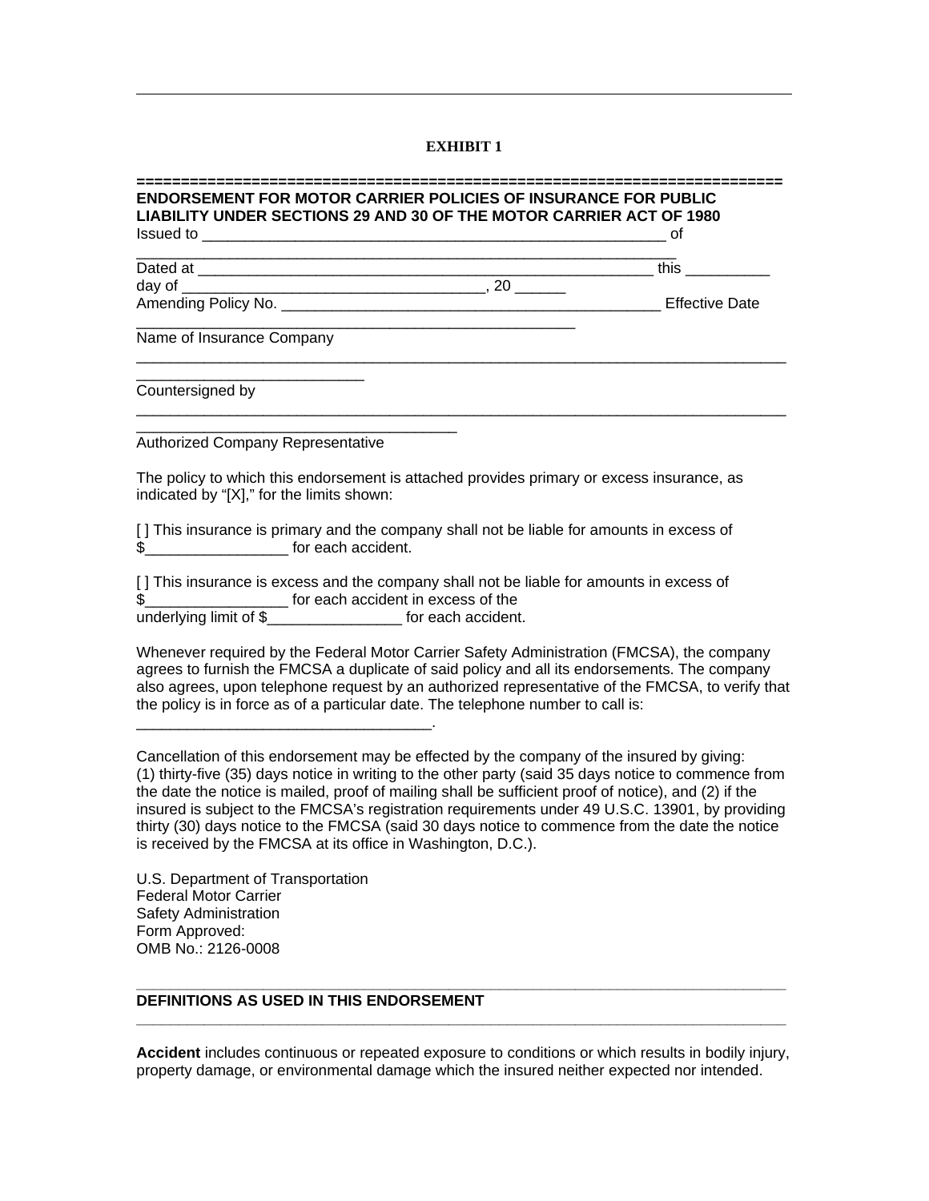---

**EXHIBIT 1**

==========================================================================

**ENDORSEMENT FOR MOTOR CARRIER POLICIES OF INSURANCE FOR PUBLIC LIABILITY UNDER SECTIONS 29 AND 30 OF THE MOTOR CARRIER ACT OF 1980**

Issued to ________________________________________________________ of
________________________________________________________________

Dated at ______________________________________________________ this __________ day of ___________________________________, 20 ______

Amending Policy No. ____________________________________________ Effective Date
_____________________________________________________

Name of Insurance Company
______________________________________________________________________________
___________________________

Countersigned by
______________________________________________________________________________
_______________________________________

Authorized Company Representative

The policy to which this endorsement is attached provides primary or excess insurance, as indicated by "[X]," for the limits shown:

[ ] This insurance is primary and the company shall not be liable for amounts in excess of $_________________ for each accident.

[ ] This insurance is excess and the company shall not be liable for amounts in excess of $_________________ for each accident in excess of the underlying limit of $________________ for each accident.

Whenever required by the Federal Motor Carrier Safety Administration (FMCSA), the company agrees to furnish the FMCSA a duplicate of said policy and all its endorsements. The company also agrees, upon telephone request by an authorized representative of the FMCSA, to verify that the policy is in force as of a particular date. The telephone number to call is: ___________________________________.

Cancellation of this endorsement may be effected by the company of the insured by giving: (1) thirty-five (35) days notice in writing to the other party (said 35 days notice to commence from the date the notice is mailed, proof of mailing shall be sufficient proof of notice), and (2) if the insured is subject to the FMCSA's registration requirements under 49 U.S.C. 13901, by providing thirty (30) days notice to the FMCSA (said 30 days notice to commence from the date the notice is received by the FMCSA at its office in Washington, D.C.).

U.S. Department of Transportation
Federal Motor Carrier
Safety Administration
Form Approved:
OMB No.: 2126-0008

---

**DEFINITIONS AS USED IN THIS ENDORSEMENT**

---

**Accident** includes continuous or repeated exposure to conditions or which results in bodily injury, property damage, or environmental damage which the insured neither expected nor intended.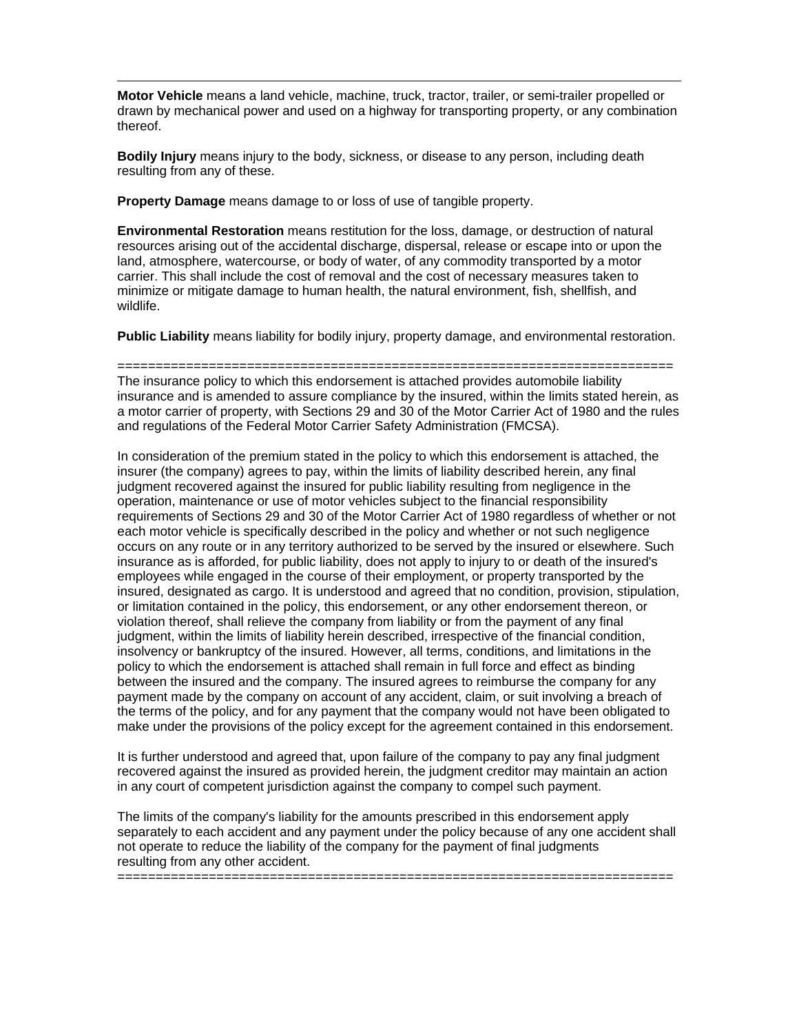---

**Motor Vehicle** means a land vehicle, machine, truck, tractor, trailer, or semi-trailer propelled or drawn by mechanical power and used on a highway for transporting property, or any combination thereof.

**Bodily Injury** means injury to the body, sickness, or disease to any person, including death resulting from any of these.

**Property Damage** means damage to or loss of use of tangible property.

**Environmental Restoration** means restitution for the loss, damage, or destruction of natural resources arising out of the accidental discharge, dispersal, release or escape into or upon the land, atmosphere, watercourse, or body of water, of any commodity transported by a motor carrier. This shall include the cost of removal and the cost of necessary measures taken to minimize or mitigate damage to human health, the natural environment, fish, shellfish, and wildlife.

**Public Liability** means liability for bodily injury, property damage, and environmental restoration.

==========================================================================

The insurance policy to which this endorsement is attached provides automobile liability insurance and is amended to assure compliance by the insured, within the limits stated herein, as a motor carrier of property, with Sections 29 and 30 of the Motor Carrier Act of 1980 and the rules and regulations of the Federal Motor Carrier Safety Administration (FMCSA).

In consideration of the premium stated in the policy to which this endorsement is attached, the insurer (the company) agrees to pay, within the limits of liability described herein, any final judgment recovered against the insured for public liability resulting from negligence in the operation, maintenance or use of motor vehicles subject to the financial responsibility requirements of Sections 29 and 30 of the Motor Carrier Act of 1980 regardless of whether or not each motor vehicle is specifically described in the policy and whether or not such negligence occurs on any route or in any territory authorized to be served by the insured or elsewhere. Such insurance as is afforded, for public liability, does not apply to injury to or death of the insured's employees while engaged in the course of their employment, or property transported by the insured, designated as cargo. It is understood and agreed that no condition, provision, stipulation, or limitation contained in the policy, this endorsement, or any other endorsement thereon, or violation thereof, shall relieve the company from liability or from the payment of any final judgment, within the limits of liability herein described, irrespective of the financial condition, insolvency or bankruptcy of the insured. However, all terms, conditions, and limitations in the policy to which the endorsement is attached shall remain in full force and effect as binding between the insured and the company. The insured agrees to reimburse the company for any payment made by the company on account of any accident, claim, or suit involving a breach of the terms of the policy, and for any payment that the company would not have been obligated to make under the provisions of the policy except for the agreement contained in this endorsement.

It is further understood and agreed that, upon failure of the company to pay any final judgment recovered against the insured as provided herein, the judgment creditor may maintain an action in any court of competent jurisdiction against the company to compel such payment.

The limits of the company's liability for the amounts prescribed in this endorsement apply separately to each accident and any payment under the policy because of any one accident shall not operate to reduce the liability of the company for the payment of final judgments resulting from any other accident.

==========================================================================